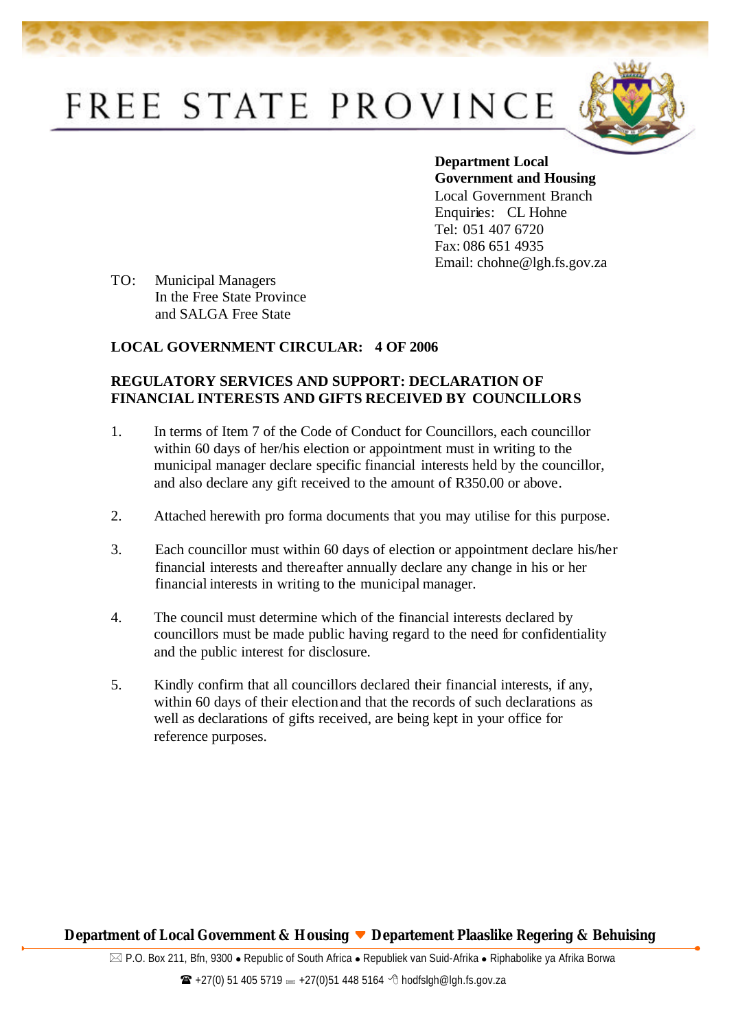# FREE STATE PROVINCE

**Department Local Government and Housing**
Local Government Branch
Enquiries: CL Hohne
Tel: 051 407 6720
Fax: 086 651 4935
Email: chohne@lgh.fs.gov.za

TO: Municipal Managers
In the Free State Province
and SALGA Free State

**LOCAL GOVERNMENT CIRCULAR: 4 OF 2006**

**REGULATORY SERVICES AND SUPPORT: DECLARATION OF FINANCIAL INTERESTS AND GIFTS RECEIVED BY COUNCILLORS**

1. In terms of Item 7 of the Code of Conduct for Councillors, each councillor within 60 days of her/his election or appointment must in writing to the municipal manager declare specific financial interests held by the councillor, and also declare any gift received to the amount of R350.00 or above.

2. Attached herewith pro forma documents that you may utilise for this purpose.

3. Each councillor must within 60 days of election or appointment declare his/her financial interests and thereafter annually declare any change in his or her financial interests in writing to the municipal manager.

4. The council must determine which of the financial interests declared by councillors must be made public having regard to the need for confidentiality and the public interest for disclosure.

5. Kindly confirm that all councillors declared their financial interests, if any, within 60 days of their election and that the records of such declarations as well as declarations of gifts received, are being kept in your office for reference purposes.

**Department of Local Government & Housing ▼ Departement Plaaslike Regering & Behuising**

P.O. Box 211, Bfn, 9300 • Republic of South Africa • Republiek van Suid-Afrika • Riphabolike ya Afrika Borwa

+27(0) 51 405 5719 +27(0)51 448 5164 hodfslgh@lgh.fs.gov.za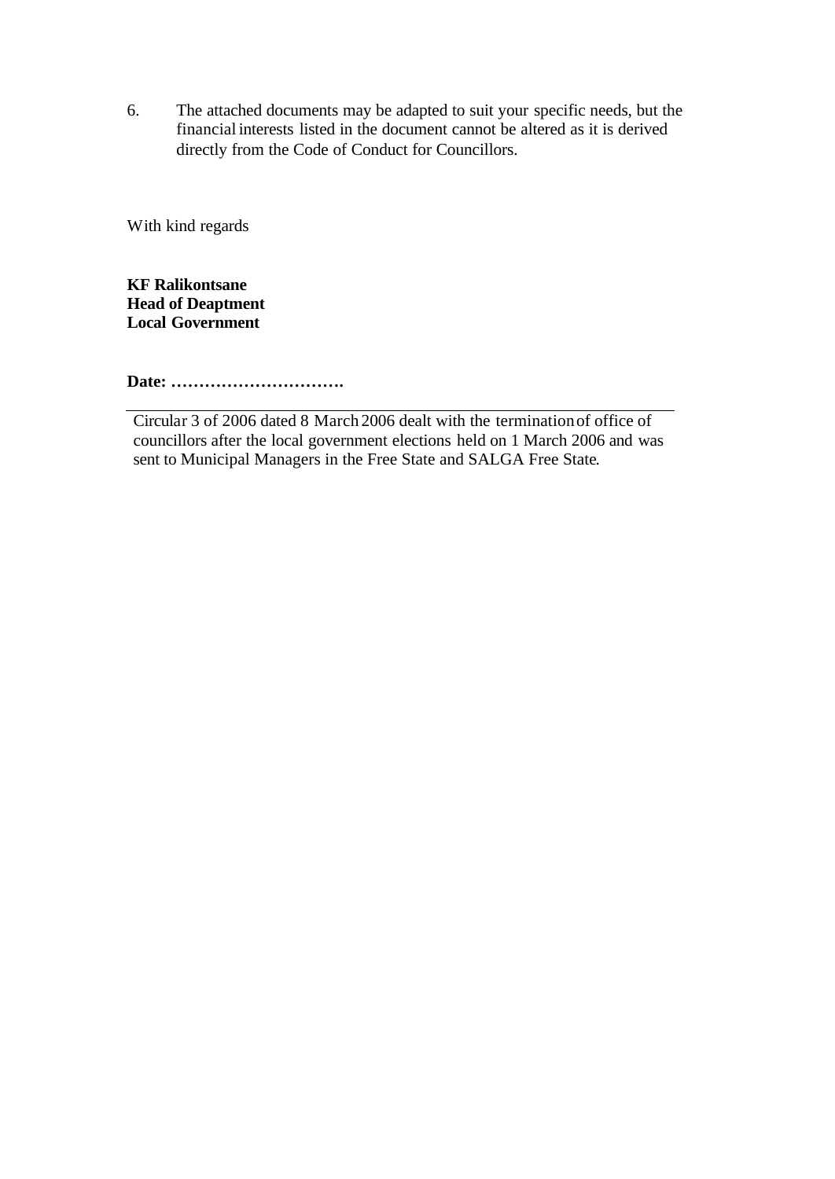6. The attached documents may be adapted to suit your specific needs, but the financial interests listed in the document cannot be altered as it is derived directly from the Code of Conduct for Councillors.

With kind regards

**KF Ralikontsane**
**Head of Deaptment**
**Local Government**

**Date: ………………………….**

---

Circular 3 of 2006 dated 8 March 2006 dealt with the termination of office of councillors after the local government elections held on 1 March 2006 and was sent to Municipal Managers in the Free State and SALGA Free State.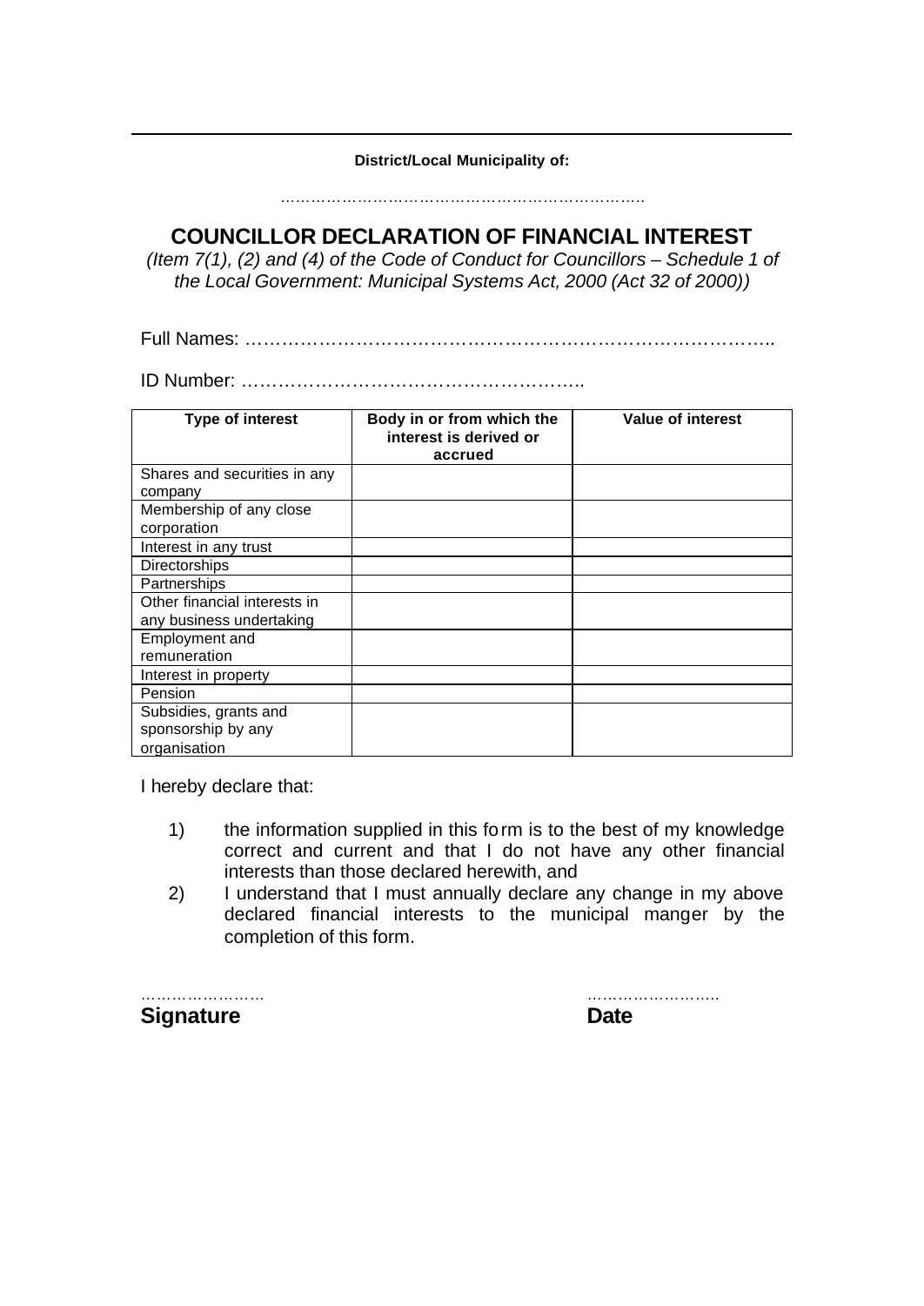**District/Local Municipality of:**

………………………………………………………………

# COUNCILLOR DECLARATION OF FINANCIAL INTEREST

*(Item 7(1), (2) and (4) of the Code of Conduct for Councillors – Schedule 1 of the Local Government: Municipal Systems Act, 2000 (Act 32 of 2000))*

Full Names: ……………………………………………………………………………..

ID Number: ………………………………………………..

| Type of interest | Body in or from which the interest is derived or accrued | Value of interest |
|---|---|---|
| Shares and securities in any company | | |
| Membership of any close corporation | | |
| Interest in any trust | | |
| Directorships | | |
| Partnerships | | |
| Other financial interests in any business undertaking | | |
| Employment and remuneration | | |
| Interest in property | | |
| Pension | | |
| Subsidies, grants and sponsorship by any organisation | | |

I hereby declare that:

1) the information supplied in this form is to the best of my knowledge correct and current and that I do not have any other financial interests than those declared herewith, and
2) I understand that I must annually declare any change in my above declared financial interests to the municipal manger by the completion of this form.

……………………
**Signature**

……………………..
**Date**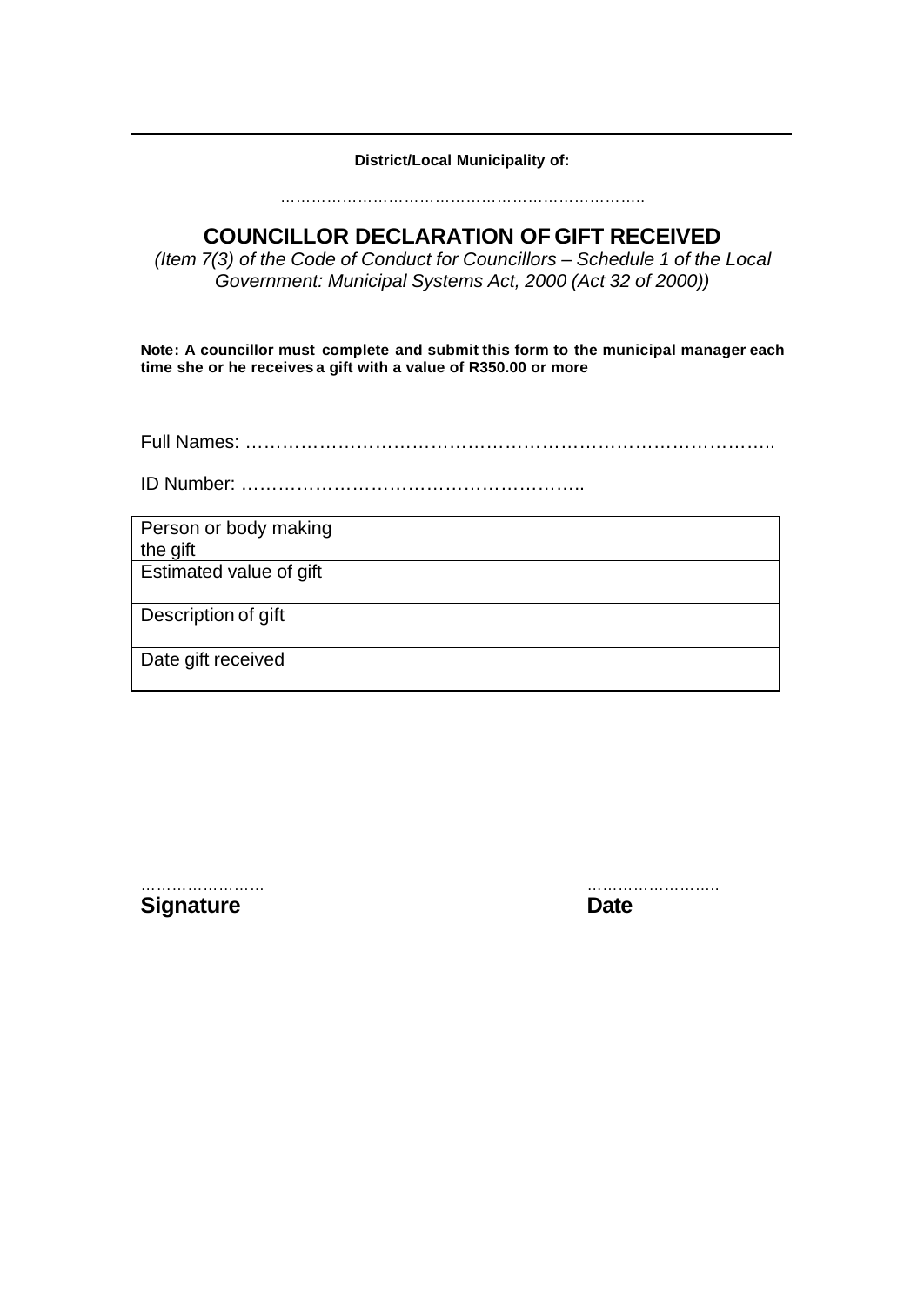**District/Local Municipality of:**

……………………………………………………………

# COUNCILLOR DECLARATION OF GIFT RECEIVED

*(Item 7(3) of the Code of Conduct for Councillors – Schedule 1 of the Local Government: Municipal Systems Act, 2000 (Act 32 of 2000))*

**Note: A councillor must complete and submit this form to the municipal manager each time she or he receives a gift with a value of R350.00 or more**

Full Names: …………………………………………………………………………..

ID Number: ………………………………………………..

| | |
|---|---|
| Person or body making the gift | |
| Estimated value of gift | |
| Description of gift | |
| Date gift received | |

……………………
**Signature**

……………………..
**Date**